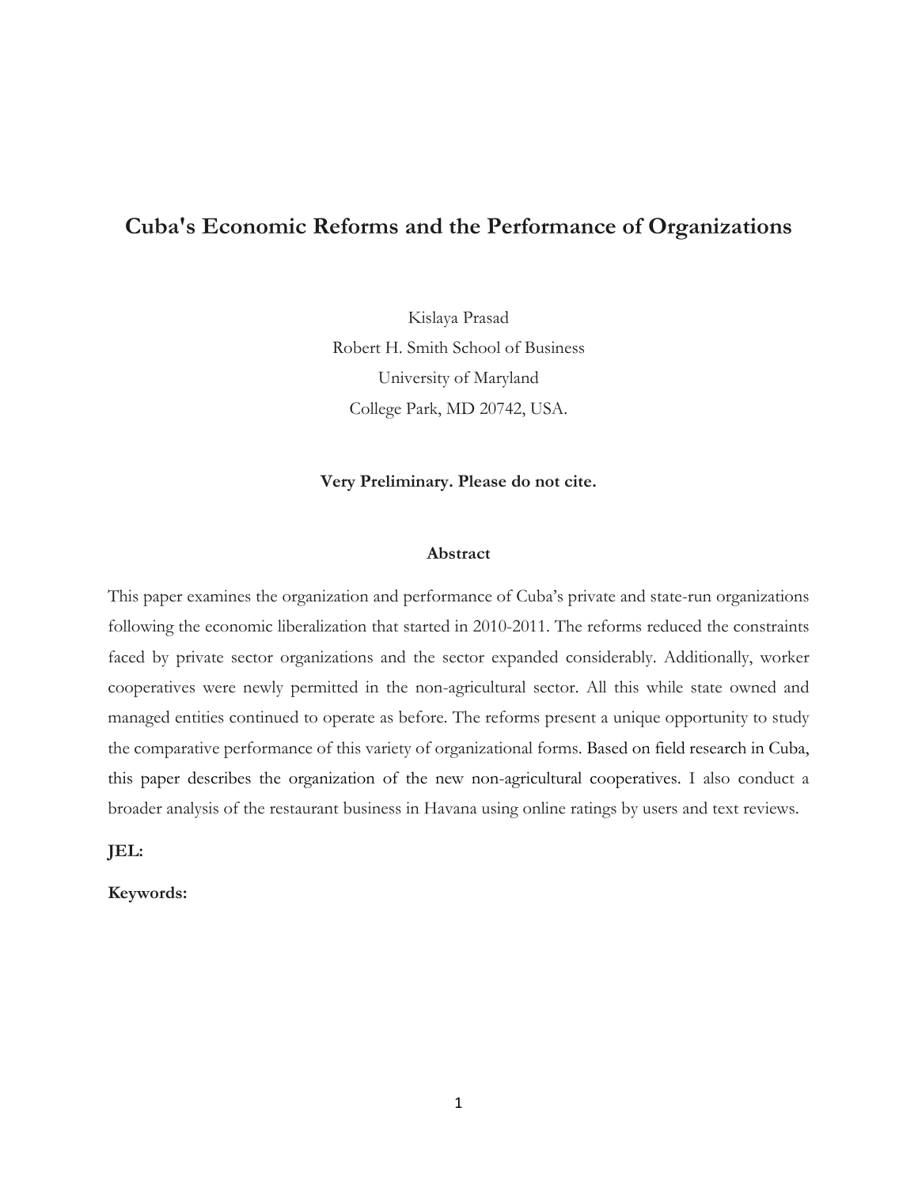# Cuba's Economic Reforms and the Performance of Organizations

Kislaya Prasad
Robert H. Smith School of Business
University of Maryland
College Park, MD 20742, USA.

**Very Preliminary. Please do not cite.**

## Abstract

This paper examines the organization and performance of Cuba's private and state-run organizations following the economic liberalization that started in 2010-2011. The reforms reduced the constraints faced by private sector organizations and the sector expanded considerably. Additionally, worker cooperatives were newly permitted in the non-agricultural sector. All this while state owned and managed entities continued to operate as before. The reforms present a unique opportunity to study the comparative performance of this variety of organizational forms. Based on field research in Cuba, this paper describes the organization of the new non-agricultural cooperatives. I also conduct a broader analysis of the restaurant business in Havana using online ratings by users and text reviews.

**JEL:**

**Keywords:**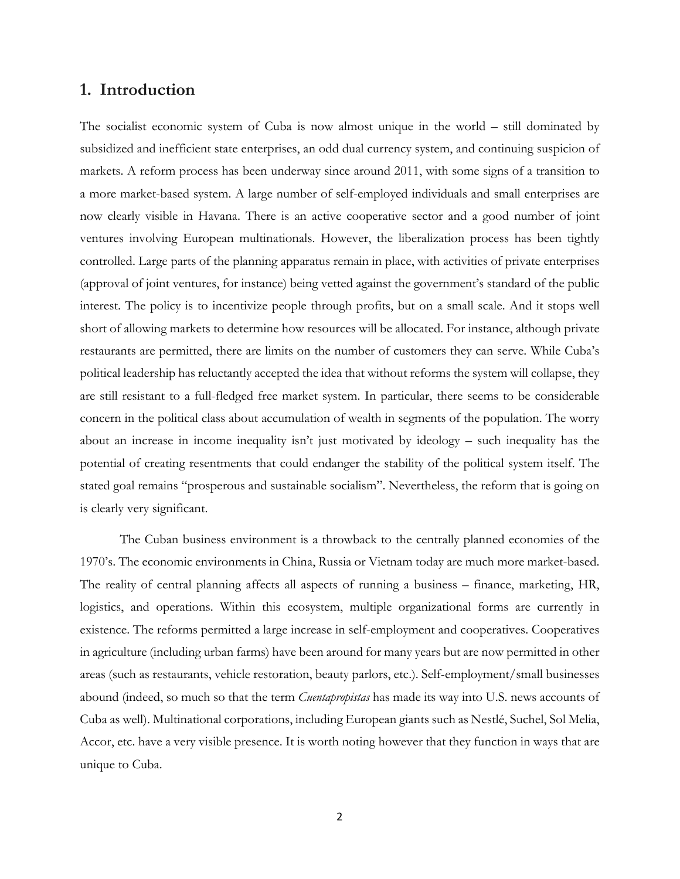## 1. Introduction

The socialist economic system of Cuba is now almost unique in the world – still dominated by subsidized and inefficient state enterprises, an odd dual currency system, and continuing suspicion of markets. A reform process has been underway since around 2011, with some signs of a transition to a more market-based system. A large number of self-employed individuals and small enterprises are now clearly visible in Havana. There is an active cooperative sector and a good number of joint ventures involving European multinationals. However, the liberalization process has been tightly controlled. Large parts of the planning apparatus remain in place, with activities of private enterprises (approval of joint ventures, for instance) being vetted against the government's standard of the public interest. The policy is to incentivize people through profits, but on a small scale. And it stops well short of allowing markets to determine how resources will be allocated. For instance, although private restaurants are permitted, there are limits on the number of customers they can serve. While Cuba's political leadership has reluctantly accepted the idea that without reforms the system will collapse, they are still resistant to a full-fledged free market system. In particular, there seems to be considerable concern in the political class about accumulation of wealth in segments of the population. The worry about an increase in income inequality isn't just motivated by ideology – such inequality has the potential of creating resentments that could endanger the stability of the political system itself. The stated goal remains "prosperous and sustainable socialism". Nevertheless, the reform that is going on is clearly very significant.

The Cuban business environment is a throwback to the centrally planned economies of the 1970's. The economic environments in China, Russia or Vietnam today are much more market-based. The reality of central planning affects all aspects of running a business – finance, marketing, HR, logistics, and operations. Within this ecosystem, multiple organizational forms are currently in existence. The reforms permitted a large increase in self-employment and cooperatives. Cooperatives in agriculture (including urban farms) have been around for many years but are now permitted in other areas (such as restaurants, vehicle restoration, beauty parlors, etc.). Self-employment/small businesses abound (indeed, so much so that the term *Cuentapropistas* has made its way into U.S. news accounts of Cuba as well). Multinational corporations, including European giants such as Nestlé, Suchel, Sol Melia, Accor, etc. have a very visible presence. It is worth noting however that they function in ways that are unique to Cuba.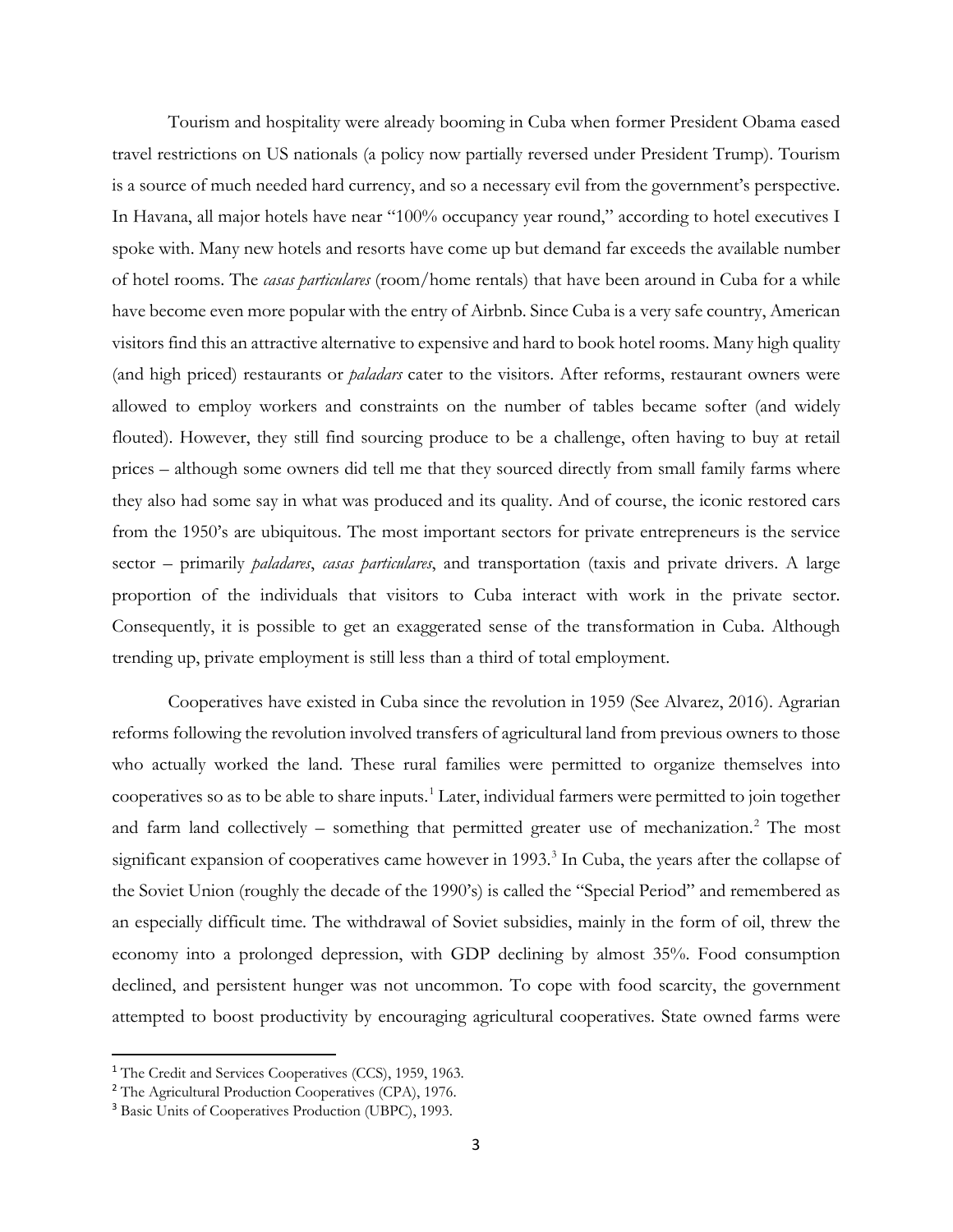Tourism and hospitality were already booming in Cuba when former President Obama eased travel restrictions on US nationals (a policy now partially reversed under President Trump). Tourism is a source of much needed hard currency, and so a necessary evil from the government's perspective. In Havana, all major hotels have near "100% occupancy year round," according to hotel executives I spoke with. Many new hotels and resorts have come up but demand far exceeds the available number of hotel rooms. The *casas particulares* (room/home rentals) that have been around in Cuba for a while have become even more popular with the entry of Airbnb. Since Cuba is a very safe country, American visitors find this an attractive alternative to expensive and hard to book hotel rooms. Many high quality (and high priced) restaurants or *paladars* cater to the visitors. After reforms, restaurant owners were allowed to employ workers and constraints on the number of tables became softer (and widely flouted). However, they still find sourcing produce to be a challenge, often having to buy at retail prices – although some owners did tell me that they sourced directly from small family farms where they also had some say in what was produced and its quality. And of course, the iconic restored cars from the 1950's are ubiquitous. The most important sectors for private entrepreneurs is the service sector – primarily *paladares*, *casas particulares*, and transportation (taxis and private drivers. A large proportion of the individuals that visitors to Cuba interact with work in the private sector. Consequently, it is possible to get an exaggerated sense of the transformation in Cuba. Although trending up, private employment is still less than a third of total employment.

Cooperatives have existed in Cuba since the revolution in 1959 (See Alvarez, 2016). Agrarian reforms following the revolution involved transfers of agricultural land from previous owners to those who actually worked the land. These rural families were permitted to organize themselves into cooperatives so as to be able to share inputs.[1] Later, individual farmers were permitted to join together and farm land collectively – something that permitted greater use of mechanization.[2] The most significant expansion of cooperatives came however in 1993.[3] In Cuba, the years after the collapse of the Soviet Union (roughly the decade of the 1990's) is called the "Special Period" and remembered as an especially difficult time. The withdrawal of Soviet subsidies, mainly in the form of oil, threw the economy into a prolonged depression, with GDP declining by almost 35%. Food consumption declined, and persistent hunger was not uncommon. To cope with food scarcity, the government attempted to boost productivity by encouraging agricultural cooperatives. State owned farms were

[1] The Credit and Services Cooperatives (CCS), 1959, 1963.

[2] The Agricultural Production Cooperatives (CPA), 1976.

[3] Basic Units of Cooperatives Production (UBPC), 1993.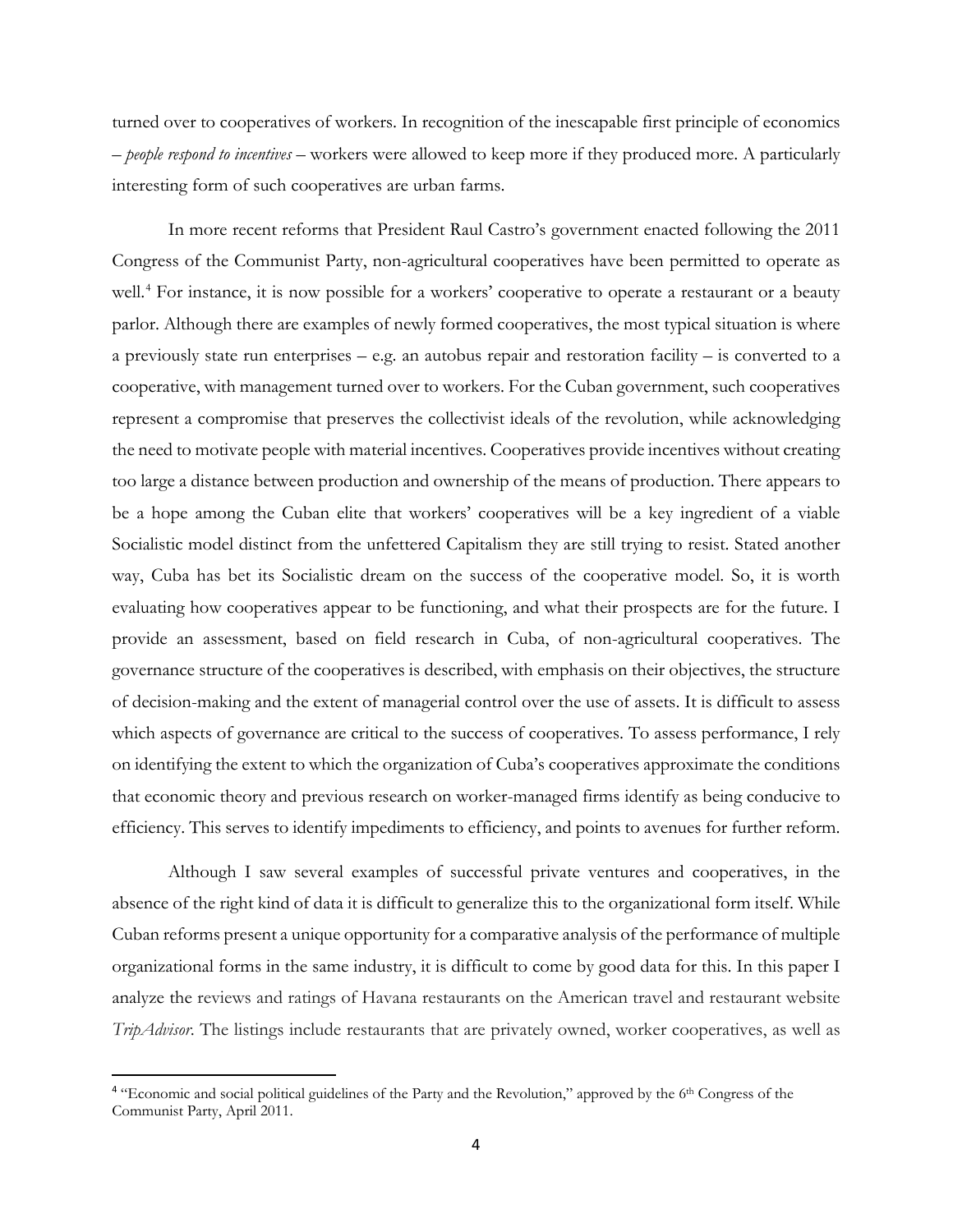turned over to cooperatives of workers. In recognition of the inescapable first principle of economics – *people respond to incentives* – workers were allowed to keep more if they produced more. A particularly interesting form of such cooperatives are urban farms.

In more recent reforms that President Raul Castro's government enacted following the 2011 Congress of the Communist Party, non-agricultural cooperatives have been permitted to operate as well.[4] For instance, it is now possible for a workers' cooperative to operate a restaurant or a beauty parlor. Although there are examples of newly formed cooperatives, the most typical situation is where a previously state run enterprises – e.g. an autobus repair and restoration facility – is converted to a cooperative, with management turned over to workers. For the Cuban government, such cooperatives represent a compromise that preserves the collectivist ideals of the revolution, while acknowledging the need to motivate people with material incentives. Cooperatives provide incentives without creating too large a distance between production and ownership of the means of production. There appears to be a hope among the Cuban elite that workers' cooperatives will be a key ingredient of a viable Socialistic model distinct from the unfettered Capitalism they are still trying to resist. Stated another way, Cuba has bet its Socialistic dream on the success of the cooperative model. So, it is worth evaluating how cooperatives appear to be functioning, and what their prospects are for the future. I provide an assessment, based on field research in Cuba, of non-agricultural cooperatives. The governance structure of the cooperatives is described, with emphasis on their objectives, the structure of decision-making and the extent of managerial control over the use of assets. It is difficult to assess which aspects of governance are critical to the success of cooperatives. To assess performance, I rely on identifying the extent to which the organization of Cuba's cooperatives approximate the conditions that economic theory and previous research on worker-managed firms identify as being conducive to efficiency. This serves to identify impediments to efficiency, and points to avenues for further reform.

Although I saw several examples of successful private ventures and cooperatives, in the absence of the right kind of data it is difficult to generalize this to the organizational form itself. While Cuban reforms present a unique opportunity for a comparative analysis of the performance of multiple organizational forms in the same industry, it is difficult to come by good data for this. In this paper I analyze the reviews and ratings of Havana restaurants on the American travel and restaurant website *TripAdvisor*. The listings include restaurants that are privately owned, worker cooperatives, as well as

[4] "Economic and social political guidelines of the Party and the Revolution," approved by the 6th Congress of the Communist Party, April 2011.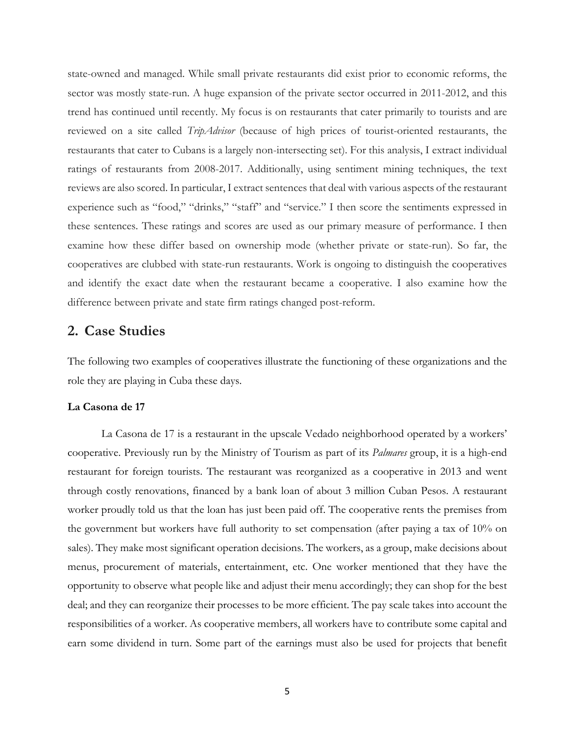state-owned and managed. While small private restaurants did exist prior to economic reforms, the sector was mostly state-run. A huge expansion of the private sector occurred in 2011-2012, and this trend has continued until recently. My focus is on restaurants that cater primarily to tourists and are reviewed on a site called *TripAdvisor* (because of high prices of tourist-oriented restaurants, the restaurants that cater to Cubans is a largely non-intersecting set). For this analysis, I extract individual ratings of restaurants from 2008-2017. Additionally, using sentiment mining techniques, the text reviews are also scored. In particular, I extract sentences that deal with various aspects of the restaurant experience such as "food," "drinks," "staff" and "service." I then score the sentiments expressed in these sentences. These ratings and scores are used as our primary measure of performance. I then examine how these differ based on ownership mode (whether private or state-run). So far, the cooperatives are clubbed with state-run restaurants. Work is ongoing to distinguish the cooperatives and identify the exact date when the restaurant became a cooperative. I also examine how the difference between private and state firm ratings changed post-reform.

## 2. Case Studies

The following two examples of cooperatives illustrate the functioning of these organizations and the role they are playing in Cuba these days.

**La Casona de 17**

La Casona de 17 is a restaurant in the upscale Vedado neighborhood operated by a workers' cooperative. Previously run by the Ministry of Tourism as part of its *Palmares* group, it is a high-end restaurant for foreign tourists. The restaurant was reorganized as a cooperative in 2013 and went through costly renovations, financed by a bank loan of about 3 million Cuban Pesos. A restaurant worker proudly told us that the loan has just been paid off. The cooperative rents the premises from the government but workers have full authority to set compensation (after paying a tax of 10% on sales). They make most significant operation decisions. The workers, as a group, make decisions about menus, procurement of materials, entertainment, etc. One worker mentioned that they have the opportunity to observe what people like and adjust their menu accordingly; they can shop for the best deal; and they can reorganize their processes to be more efficient. The pay scale takes into account the responsibilities of a worker. As cooperative members, all workers have to contribute some capital and earn some dividend in turn. Some part of the earnings must also be used for projects that benefit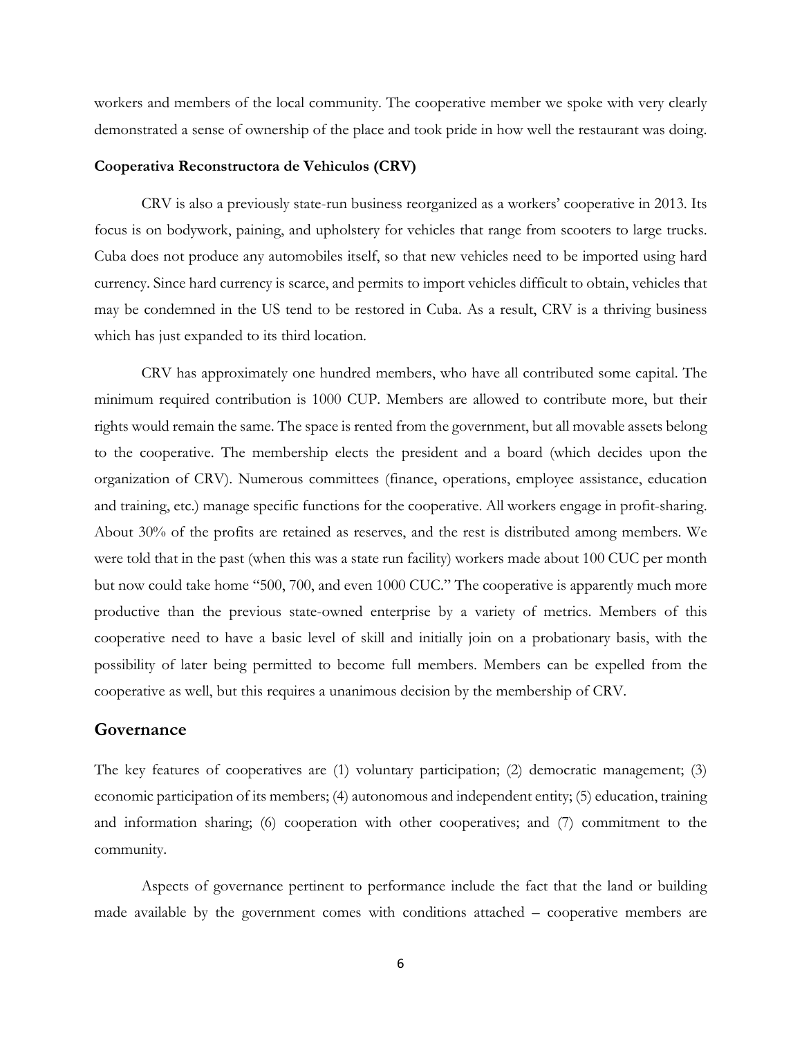workers and members of the local community. The cooperative member we spoke with very clearly demonstrated a sense of ownership of the place and took pride in how well the restaurant was doing.

### Cooperativa Reconstructora de Vehìculos (CRV)

CRV is also a previously state-run business reorganized as a workers' cooperative in 2013. Its focus is on bodywork, paining, and upholstery for vehicles that range from scooters to large trucks. Cuba does not produce any automobiles itself, so that new vehicles need to be imported using hard currency. Since hard currency is scarce, and permits to import vehicles difficult to obtain, vehicles that may be condemned in the US tend to be restored in Cuba. As a result, CRV is a thriving business which has just expanded to its third location.

CRV has approximately one hundred members, who have all contributed some capital. The minimum required contribution is 1000 CUP. Members are allowed to contribute more, but their rights would remain the same. The space is rented from the government, but all movable assets belong to the cooperative. The membership elects the president and a board (which decides upon the organization of CRV). Numerous committees (finance, operations, employee assistance, education and training, etc.) manage specific functions for the cooperative. All workers engage in profit-sharing. About 30% of the profits are retained as reserves, and the rest is distributed among members. We were told that in the past (when this was a state run facility) workers made about 100 CUC per month but now could take home "500, 700, and even 1000 CUC." The cooperative is apparently much more productive than the previous state-owned enterprise by a variety of metrics. Members of this cooperative need to have a basic level of skill and initially join on a probationary basis, with the possibility of later being permitted to become full members. Members can be expelled from the cooperative as well, but this requires a unanimous decision by the membership of CRV.

## Governance

The key features of cooperatives are (1) voluntary participation; (2) democratic management; (3) economic participation of its members; (4) autonomous and independent entity; (5) education, training and information sharing; (6) cooperation with other cooperatives; and (7) commitment to the community.

Aspects of governance pertinent to performance include the fact that the land or building made available by the government comes with conditions attached – cooperative members are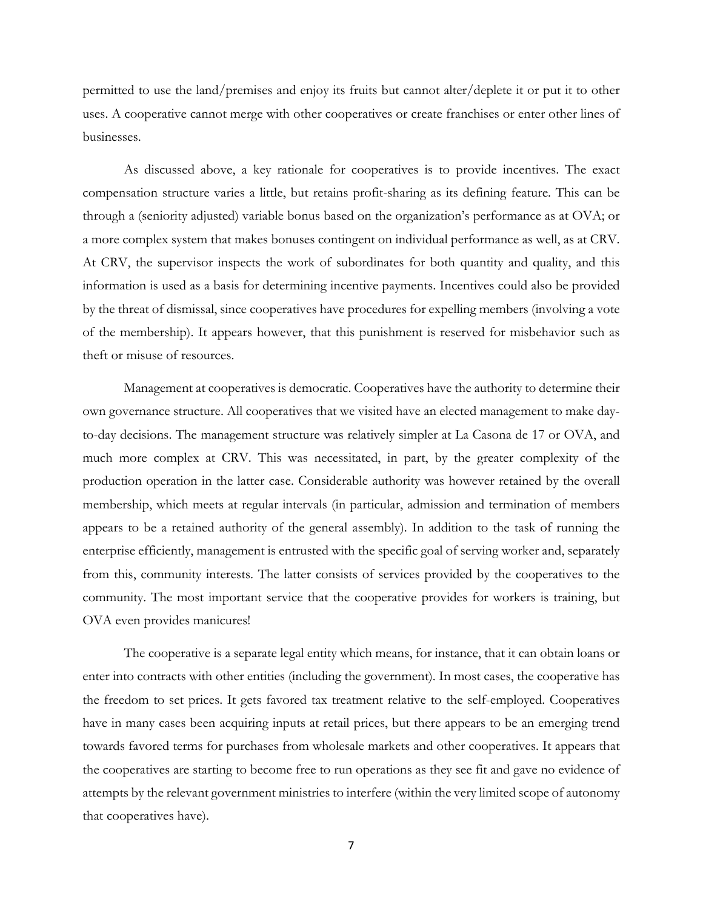permitted to use the land/premises and enjoy its fruits but cannot alter/deplete it or put it to other uses. A cooperative cannot merge with other cooperatives or create franchises or enter other lines of businesses.

As discussed above, a key rationale for cooperatives is to provide incentives. The exact compensation structure varies a little, but retains profit-sharing as its defining feature. This can be through a (seniority adjusted) variable bonus based on the organization's performance as at OVA; or a more complex system that makes bonuses contingent on individual performance as well, as at CRV. At CRV, the supervisor inspects the work of subordinates for both quantity and quality, and this information is used as a basis for determining incentive payments. Incentives could also be provided by the threat of dismissal, since cooperatives have procedures for expelling members (involving a vote of the membership). It appears however, that this punishment is reserved for misbehavior such as theft or misuse of resources.

Management at cooperatives is democratic. Cooperatives have the authority to determine their own governance structure. All cooperatives that we visited have an elected management to make day-to-day decisions. The management structure was relatively simpler at La Casona de 17 or OVA, and much more complex at CRV. This was necessitated, in part, by the greater complexity of the production operation in the latter case. Considerable authority was however retained by the overall membership, which meets at regular intervals (in particular, admission and termination of members appears to be a retained authority of the general assembly). In addition to the task of running the enterprise efficiently, management is entrusted with the specific goal of serving worker and, separately from this, community interests. The latter consists of services provided by the cooperatives to the community. The most important service that the cooperative provides for workers is training, but OVA even provides manicures!

The cooperative is a separate legal entity which means, for instance, that it can obtain loans or enter into contracts with other entities (including the government). In most cases, the cooperative has the freedom to set prices. It gets favored tax treatment relative to the self-employed. Cooperatives have in many cases been acquiring inputs at retail prices, but there appears to be an emerging trend towards favored terms for purchases from wholesale markets and other cooperatives. It appears that the cooperatives are starting to become free to run operations as they see fit and gave no evidence of attempts by the relevant government ministries to interfere (within the very limited scope of autonomy that cooperatives have).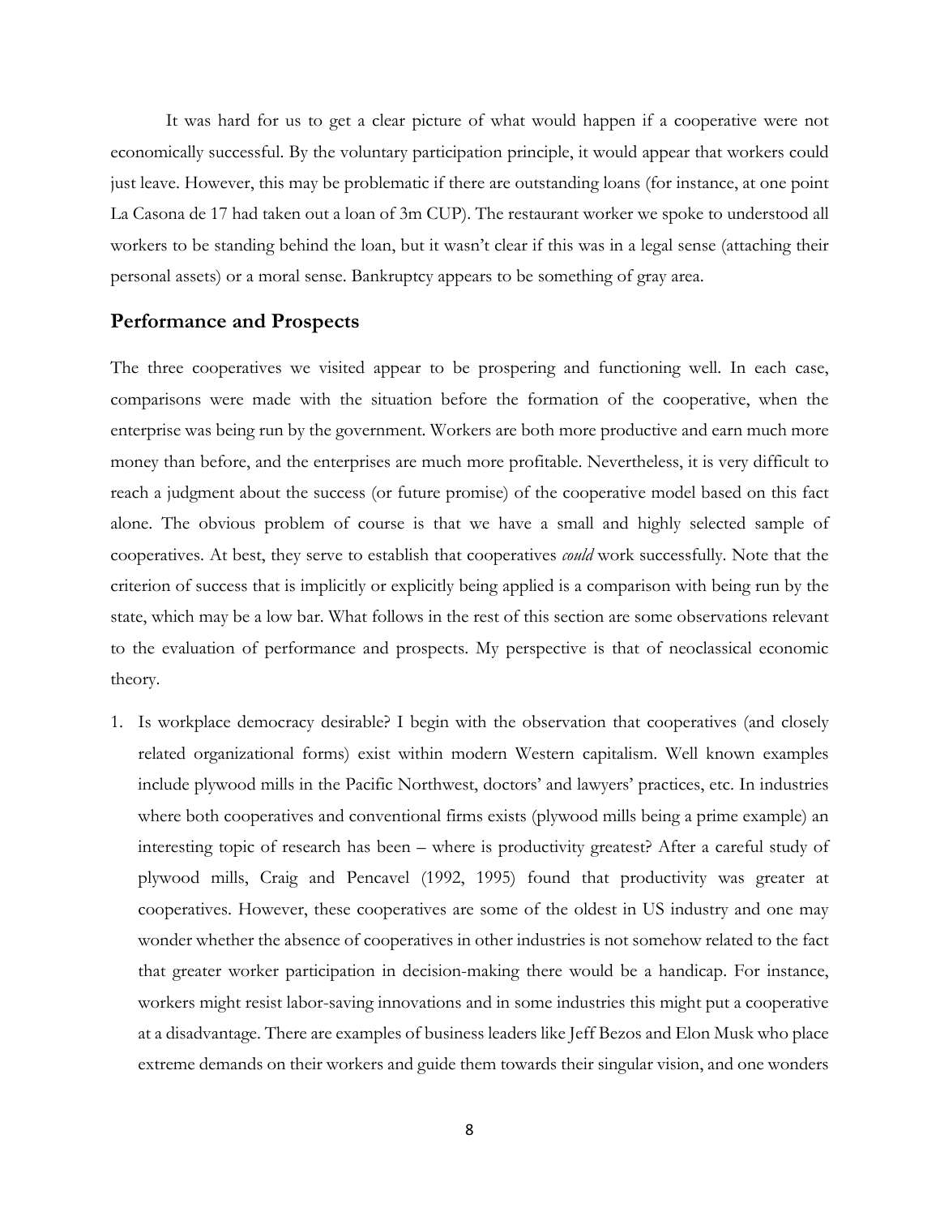It was hard for us to get a clear picture of what would happen if a cooperative were not economically successful. By the voluntary participation principle, it would appear that workers could just leave. However, this may be problematic if there are outstanding loans (for instance, at one point La Casona de 17 had taken out a loan of 3m CUP). The restaurant worker we spoke to understood all workers to be standing behind the loan, but it wasn't clear if this was in a legal sense (attaching their personal assets) or a moral sense. Bankruptcy appears to be something of gray area.

## Performance and Prospects

The three cooperatives we visited appear to be prospering and functioning well. In each case, comparisons were made with the situation before the formation of the cooperative, when the enterprise was being run by the government. Workers are both more productive and earn much more money than before, and the enterprises are much more profitable. Nevertheless, it is very difficult to reach a judgment about the success (or future promise) of the cooperative model based on this fact alone. The obvious problem of course is that we have a small and highly selected sample of cooperatives. At best, they serve to establish that cooperatives *could* work successfully. Note that the criterion of success that is implicitly or explicitly being applied is a comparison with being run by the state, which may be a low bar. What follows in the rest of this section are some observations relevant to the evaluation of performance and prospects. My perspective is that of neoclassical economic theory.

1. Is workplace democracy desirable? I begin with the observation that cooperatives (and closely related organizational forms) exist within modern Western capitalism. Well known examples include plywood mills in the Pacific Northwest, doctors' and lawyers' practices, etc. In industries where both cooperatives and conventional firms exists (plywood mills being a prime example) an interesting topic of research has been – where is productivity greatest? After a careful study of plywood mills, Craig and Pencavel (1992, 1995) found that productivity was greater at cooperatives. However, these cooperatives are some of the oldest in US industry and one may wonder whether the absence of cooperatives in other industries is not somehow related to the fact that greater worker participation in decision-making there would be a handicap. For instance, workers might resist labor-saving innovations and in some industries this might put a cooperative at a disadvantage. There are examples of business leaders like Jeff Bezos and Elon Musk who place extreme demands on their workers and guide them towards their singular vision, and one wonders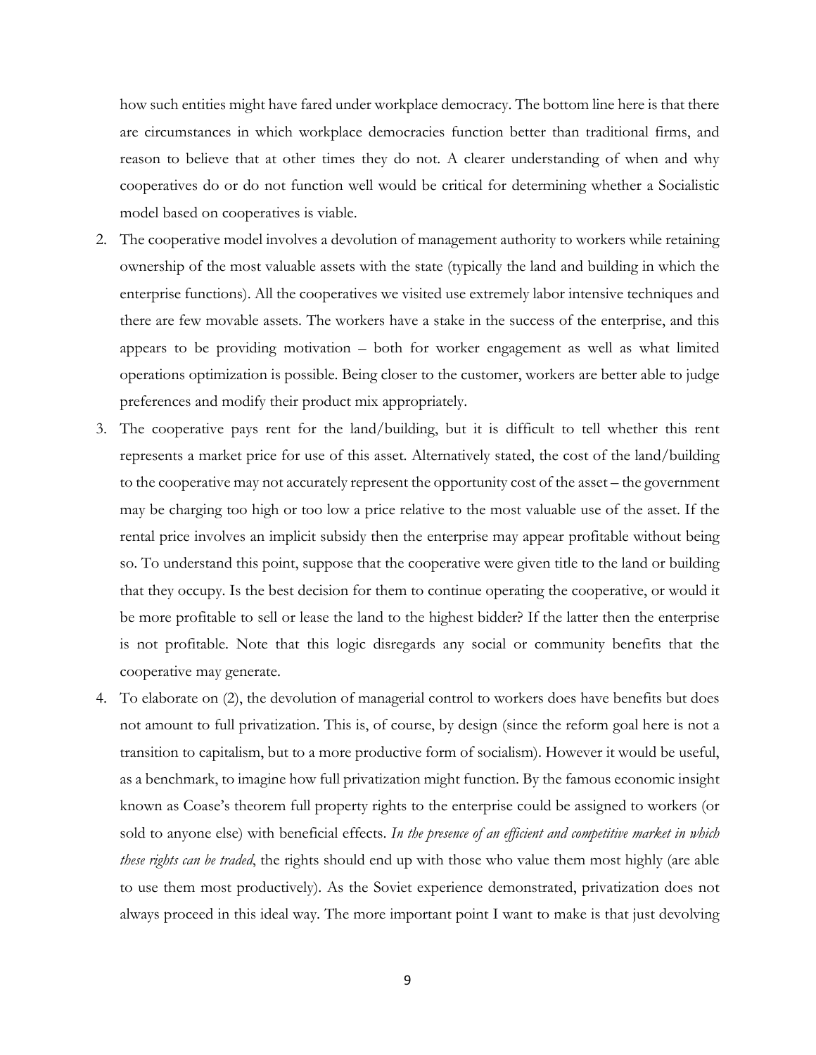how such entities might have fared under workplace democracy. The bottom line here is that there are circumstances in which workplace democracies function better than traditional firms, and reason to believe that at other times they do not. A clearer understanding of when and why cooperatives do or do not function well would be critical for determining whether a Socialistic model based on cooperatives is viable.

2. The cooperative model involves a devolution of management authority to workers while retaining ownership of the most valuable assets with the state (typically the land and building in which the enterprise functions). All the cooperatives we visited use extremely labor intensive techniques and there are few movable assets. The workers have a stake in the success of the enterprise, and this appears to be providing motivation – both for worker engagement as well as what limited operations optimization is possible. Being closer to the customer, workers are better able to judge preferences and modify their product mix appropriately.
3. The cooperative pays rent for the land/building, but it is difficult to tell whether this rent represents a market price for use of this asset. Alternatively stated, the cost of the land/building to the cooperative may not accurately represent the opportunity cost of the asset – the government may be charging too high or too low a price relative to the most valuable use of the asset. If the rental price involves an implicit subsidy then the enterprise may appear profitable without being so. To understand this point, suppose that the cooperative were given title to the land or building that they occupy. Is the best decision for them to continue operating the cooperative, or would it be more profitable to sell or lease the land to the highest bidder? If the latter then the enterprise is not profitable. Note that this logic disregards any social or community benefits that the cooperative may generate.
4. To elaborate on (2), the devolution of managerial control to workers does have benefits but does not amount to full privatization. This is, of course, by design (since the reform goal here is not a transition to capitalism, but to a more productive form of socialism). However it would be useful, as a benchmark, to imagine how full privatization might function. By the famous economic insight known as Coase's theorem full property rights to the enterprise could be assigned to workers (or sold to anyone else) with beneficial effects. *In the presence of an efficient and competitive market in which these rights can be traded*, the rights should end up with those who value them most highly (are able to use them most productively). As the Soviet experience demonstrated, privatization does not always proceed in this ideal way. The more important point I want to make is that just devolving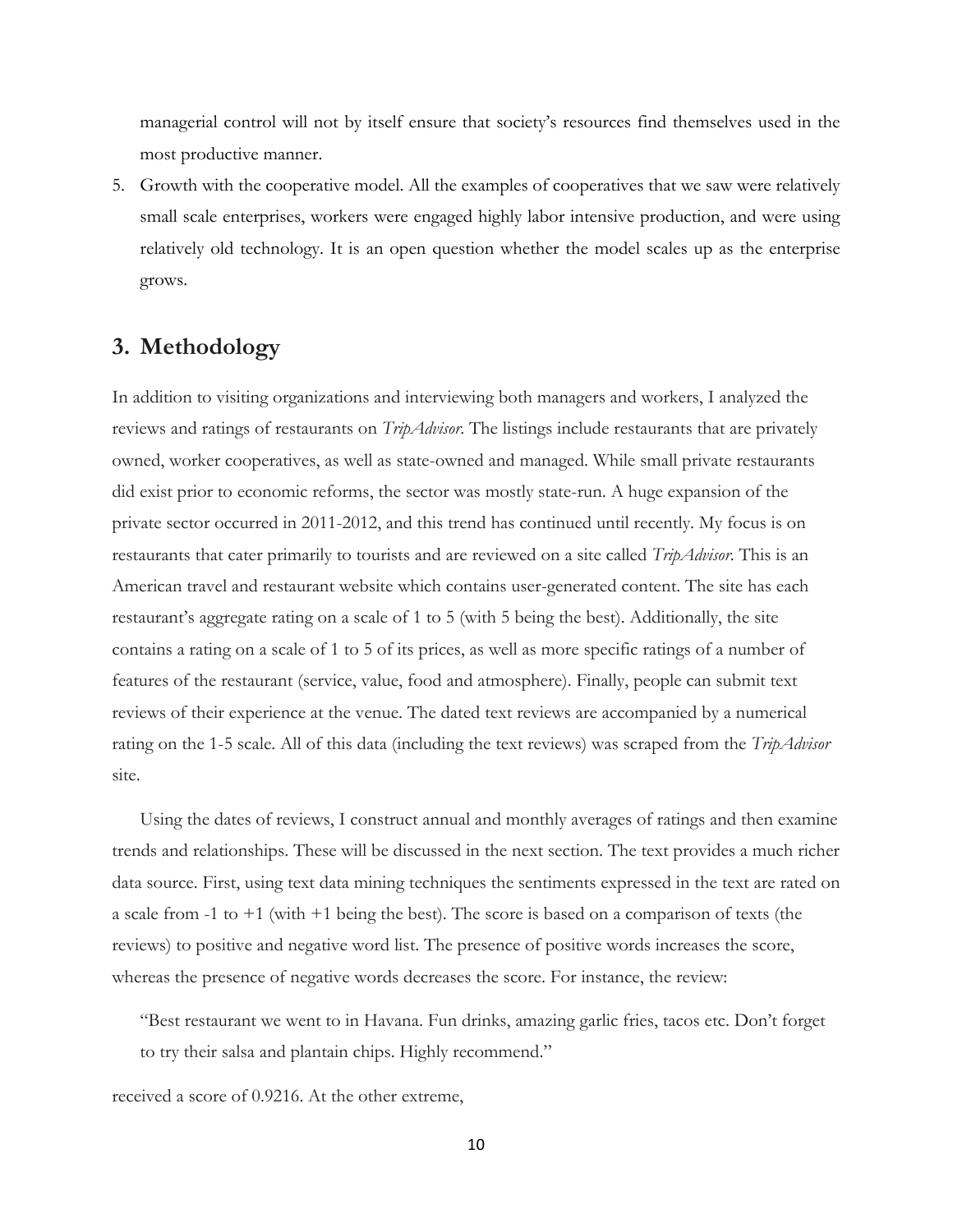managerial control will not by itself ensure that society's resources find themselves used in the most productive manner.

5. Growth with the cooperative model. All the examples of cooperatives that we saw were relatively small scale enterprises, workers were engaged highly labor intensive production, and were using relatively old technology. It is an open question whether the model scales up as the enterprise grows.

## 3. Methodology

In addition to visiting organizations and interviewing both managers and workers, I analyzed the reviews and ratings of restaurants on *TripAdvisor*. The listings include restaurants that are privately owned, worker cooperatives, as well as state-owned and managed. While small private restaurants did exist prior to economic reforms, the sector was mostly state-run. A huge expansion of the private sector occurred in 2011-2012, and this trend has continued until recently. My focus is on restaurants that cater primarily to tourists and are reviewed on a site called *TripAdvisor*. This is an American travel and restaurant website which contains user-generated content. The site has each restaurant's aggregate rating on a scale of 1 to 5 (with 5 being the best). Additionally, the site contains a rating on a scale of 1 to 5 of its prices, as well as more specific ratings of a number of features of the restaurant (service, value, food and atmosphere). Finally, people can submit text reviews of their experience at the venue. The dated text reviews are accompanied by a numerical rating on the 1-5 scale. All of this data (including the text reviews) was scraped from the *TripAdvisor* site.

Using the dates of reviews, I construct annual and monthly averages of ratings and then examine trends and relationships. These will be discussed in the next section. The text provides a much richer data source. First, using text data mining techniques the sentiments expressed in the text are rated on a scale from -1 to +1 (with +1 being the best). The score is based on a comparison of texts (the reviews) to positive and negative word list. The presence of positive words increases the score, whereas the presence of negative words decreases the score. For instance, the review:

> "Best restaurant we went to in Havana. Fun drinks, amazing garlic fries, tacos etc. Don't forget to try their salsa and plantain chips. Highly recommend."

received a score of 0.9216. At the other extreme,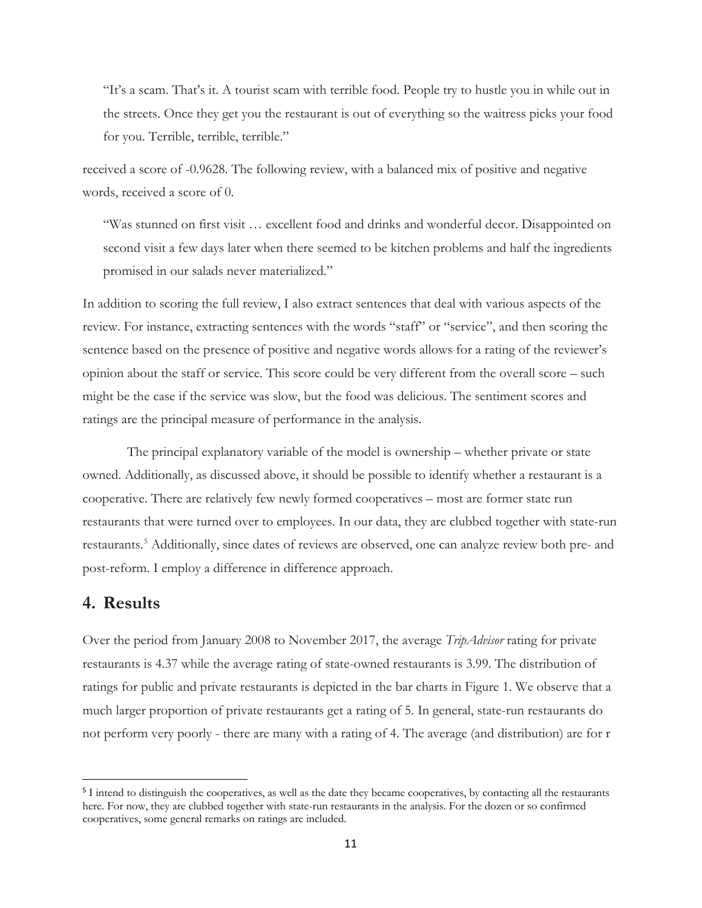> "It's a scam. That's it. A tourist scam with terrible food. People try to hustle you in while out in the streets. Once they get you the restaurant is out of everything so the waitress picks your food for you. Terrible, terrible, terrible."

received a score of -0.9628. The following review, with a balanced mix of positive and negative words, received a score of 0.

> "Was stunned on first visit … excellent food and drinks and wonderful decor. Disappointed on second visit a few days later when there seemed to be kitchen problems and half the ingredients promised in our salads never materialized."

In addition to scoring the full review, I also extract sentences that deal with various aspects of the review. For instance, extracting sentences with the words "staff" or "service", and then scoring the sentence based on the presence of positive and negative words allows for a rating of the reviewer's opinion about the staff or service. This score could be very different from the overall score – such might be the case if the service was slow, but the food was delicious. The sentiment scores and ratings are the principal measure of performance in the analysis.

The principal explanatory variable of the model is ownership – whether private or state owned. Additionally, as discussed above, it should be possible to identify whether a restaurant is a cooperative. There are relatively few newly formed cooperatives – most are former state run restaurants that were turned over to employees. In our data, they are clubbed together with state-run restaurants.[5] Additionally, since dates of reviews are observed, one can analyze review both pre- and post-reform. I employ a difference in difference approach.

## 4. Results

Over the period from January 2008 to November 2017, the average *TripAdvisor* rating for private restaurants is 4.37 while the average rating of state-owned restaurants is 3.99. The distribution of ratings for public and private restaurants is depicted in the bar charts in Figure 1. We observe that a much larger proportion of private restaurants get a rating of 5. In general, state-run restaurants do not perform very poorly - there are many with a rating of 4. The average (and distribution) are for r

---

[5] I intend to distinguish the cooperatives, as well as the date they became cooperatives, by contacting all the restaurants here. For now, they are clubbed together with state-run restaurants in the analysis. For the dozen or so confirmed cooperatives, some general remarks on ratings are included.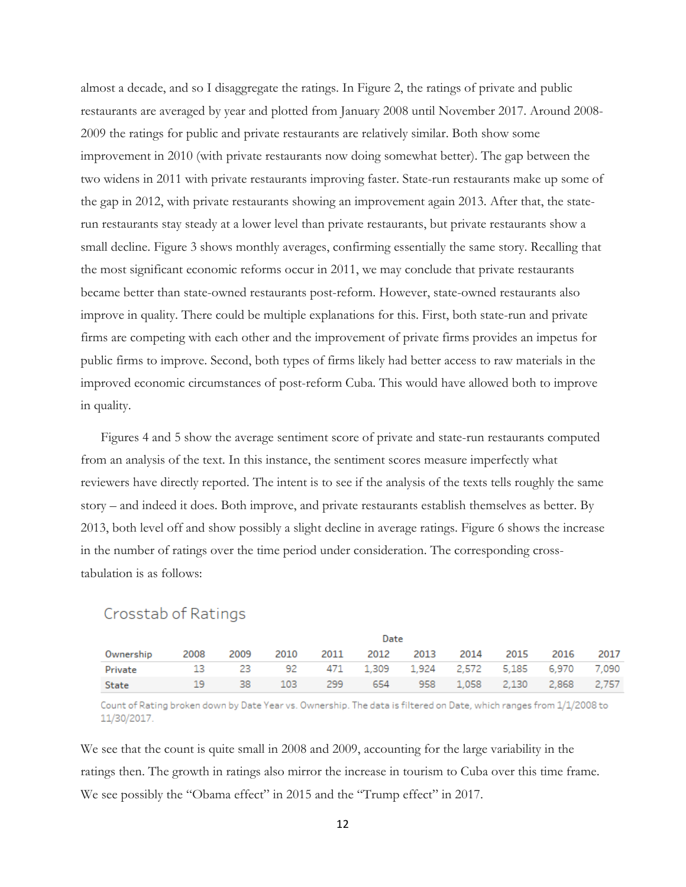almost a decade, and so I disaggregate the ratings. In Figure 2, the ratings of private and public restaurants are averaged by year and plotted from January 2008 until November 2017. Around 2008-2009 the ratings for public and private restaurants are relatively similar. Both show some improvement in 2010 (with private restaurants now doing somewhat better). The gap between the two widens in 2011 with private restaurants improving faster. State-run restaurants make up some of the gap in 2012, with private restaurants showing an improvement again 2013. After that, the state-run restaurants stay steady at a lower level than private restaurants, but private restaurants show a small decline. Figure 3 shows monthly averages, confirming essentially the same story. Recalling that the most significant economic reforms occur in 2011, we may conclude that private restaurants became better than state-owned restaurants post-reform. However, state-owned restaurants also improve in quality. There could be multiple explanations for this. First, both state-run and private firms are competing with each other and the improvement of private firms provides an impetus for public firms to improve. Second, both types of firms likely had better access to raw materials in the improved economic circumstances of post-reform Cuba. This would have allowed both to improve in quality.

Figures 4 and 5 show the average sentiment score of private and state-run restaurants computed from an analysis of the text. In this instance, the sentiment scores measure imperfectly what reviewers have directly reported. The intent is to see if the analysis of the texts tells roughly the same story – and indeed it does. Both improve, and private restaurants establish themselves as better. By 2013, both level off and show possibly a slight decline in average ratings. Figure 6 shows the increase in the number of ratings over the time period under consideration. The corresponding cross-tabulation is as follows:

Crosstab of Ratings

| | Date | | | | | | | | | |
|---|---|---|---|---|---|---|---|---|---|---|
| Ownership | 2008 | 2009 | 2010 | 2011 | 2012 | 2013 | 2014 | 2015 | 2016 | 2017 |
| Private | 13 | 23 | 92 | 471 | 1,309 | 1,924 | 2,572 | 5,185 | 6,970 | 7,090 |
| State | 19 | 38 | 103 | 299 | 654 | 958 | 1,058 | 2,130 | 2,868 | 2,757 |

Count of Rating broken down by Date Year vs. Ownership. The data is filtered on Date, which ranges from 1/1/2008 to 11/30/2017.

We see that the count is quite small in 2008 and 2009, accounting for the large variability in the ratings then. The growth in ratings also mirror the increase in tourism to Cuba over this time frame. We see possibly the "Obama effect" in 2015 and the "Trump effect" in 2017.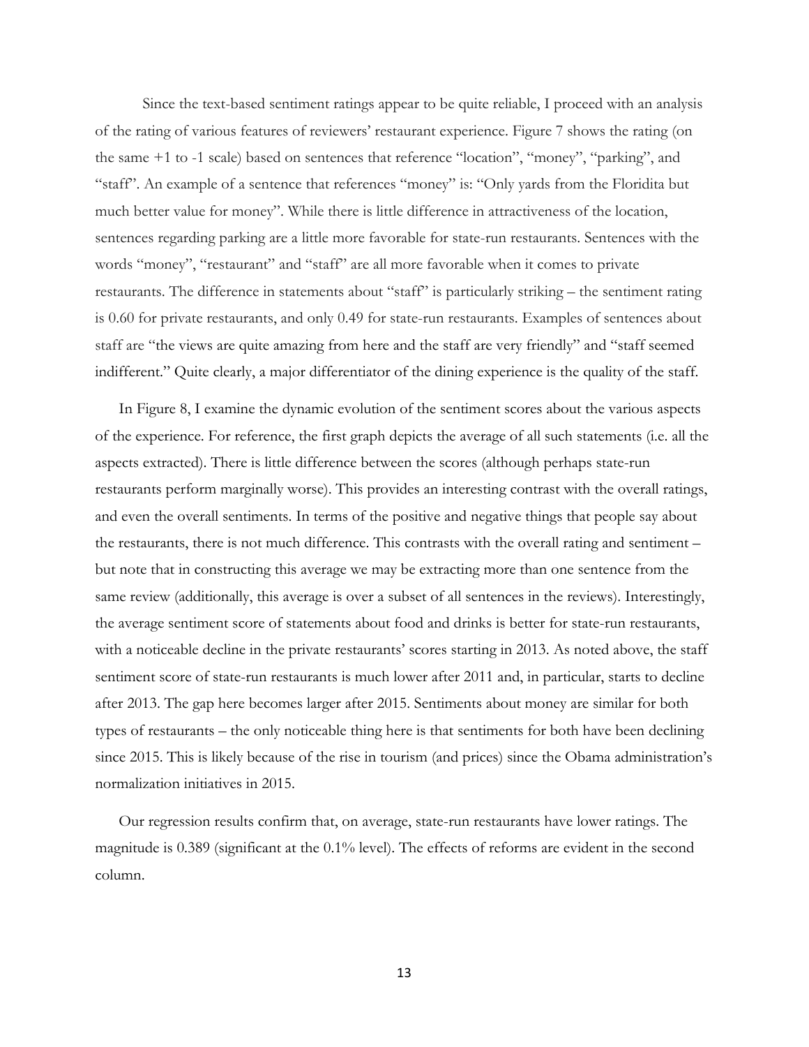Since the text-based sentiment ratings appear to be quite reliable, I proceed with an analysis of the rating of various features of reviewers' restaurant experience. Figure 7 shows the rating (on the same +1 to -1 scale) based on sentences that reference "location", "money", "parking", and "staff". An example of a sentence that references "money" is: "Only yards from the Floridita but much better value for money". While there is little difference in attractiveness of the location, sentences regarding parking are a little more favorable for state-run restaurants. Sentences with the words "money", "restaurant" and "staff" are all more favorable when it comes to private restaurants. The difference in statements about "staff" is particularly striking – the sentiment rating is 0.60 for private restaurants, and only 0.49 for state-run restaurants. Examples of sentences about staff are "the views are quite amazing from here and the staff are very friendly" and "staff seemed indifferent." Quite clearly, a major differentiator of the dining experience is the quality of the staff.

In Figure 8, I examine the dynamic evolution of the sentiment scores about the various aspects of the experience. For reference, the first graph depicts the average of all such statements (i.e. all the aspects extracted). There is little difference between the scores (although perhaps state-run restaurants perform marginally worse). This provides an interesting contrast with the overall ratings, and even the overall sentiments. In terms of the positive and negative things that people say about the restaurants, there is not much difference. This contrasts with the overall rating and sentiment – but note that in constructing this average we may be extracting more than one sentence from the same review (additionally, this average is over a subset of all sentences in the reviews). Interestingly, the average sentiment score of statements about food and drinks is better for state-run restaurants, with a noticeable decline in the private restaurants' scores starting in 2013. As noted above, the staff sentiment score of state-run restaurants is much lower after 2011 and, in particular, starts to decline after 2013. The gap here becomes larger after 2015. Sentiments about money are similar for both types of restaurants – the only noticeable thing here is that sentiments for both have been declining since 2015. This is likely because of the rise in tourism (and prices) since the Obama administration's normalization initiatives in 2015.

Our regression results confirm that, on average, state-run restaurants have lower ratings. The magnitude is 0.389 (significant at the 0.1% level). The effects of reforms are evident in the second column.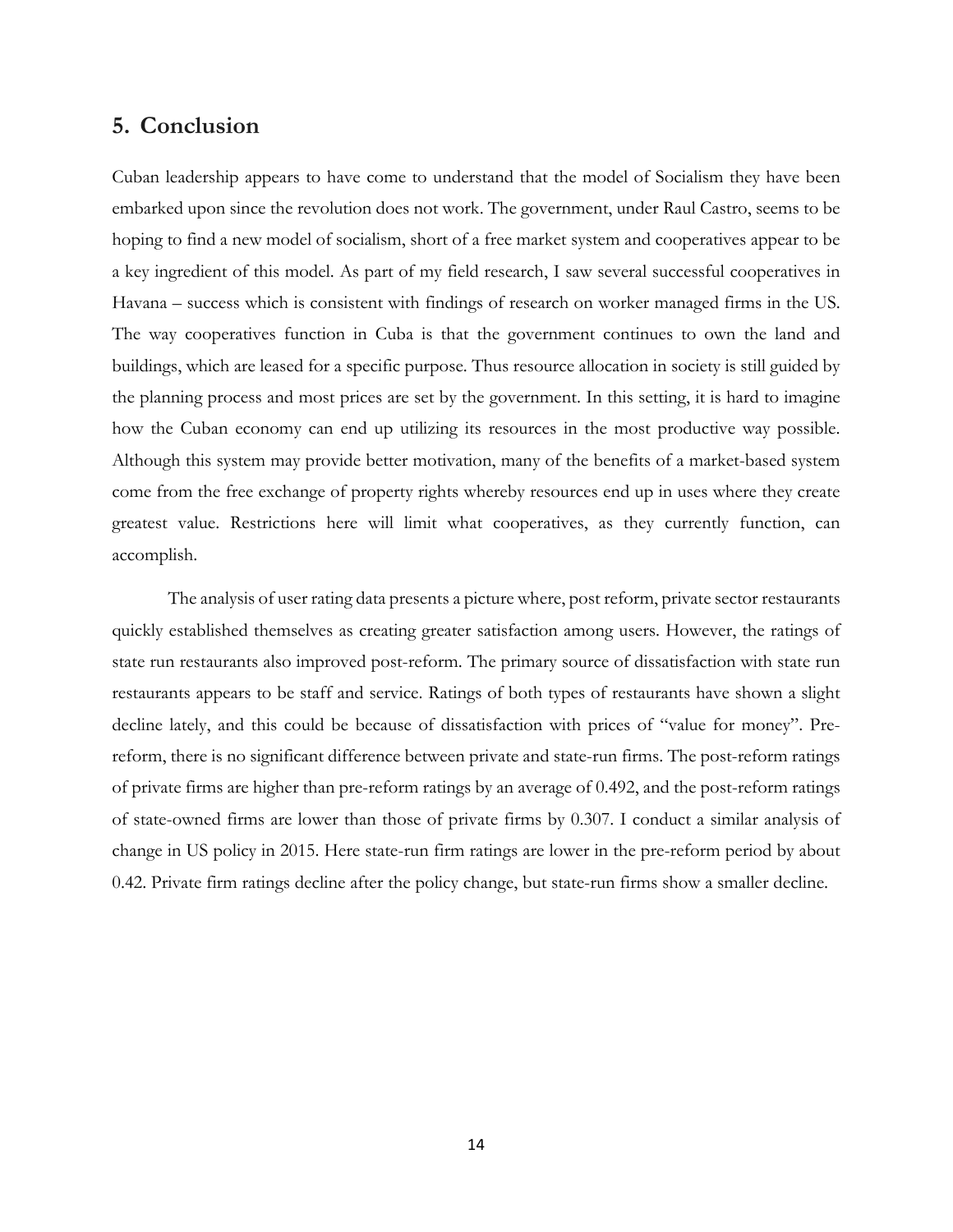## 5. Conclusion

Cuban leadership appears to have come to understand that the model of Socialism they have been embarked upon since the revolution does not work. The government, under Raul Castro, seems to be hoping to find a new model of socialism, short of a free market system and cooperatives appear to be a key ingredient of this model. As part of my field research, I saw several successful cooperatives in Havana – success which is consistent with findings of research on worker managed firms in the US. The way cooperatives function in Cuba is that the government continues to own the land and buildings, which are leased for a specific purpose. Thus resource allocation in society is still guided by the planning process and most prices are set by the government. In this setting, it is hard to imagine how the Cuban economy can end up utilizing its resources in the most productive way possible. Although this system may provide better motivation, many of the benefits of a market-based system come from the free exchange of property rights whereby resources end up in uses where they create greatest value. Restrictions here will limit what cooperatives, as they currently function, can accomplish.

The analysis of user rating data presents a picture where, post reform, private sector restaurants quickly established themselves as creating greater satisfaction among users. However, the ratings of state run restaurants also improved post-reform. The primary source of dissatisfaction with state run restaurants appears to be staff and service. Ratings of both types of restaurants have shown a slight decline lately, and this could be because of dissatisfaction with prices of "value for money". Pre-reform, there is no significant difference between private and state-run firms. The post-reform ratings of private firms are higher than pre-reform ratings by an average of 0.492, and the post-reform ratings of state-owned firms are lower than those of private firms by 0.307. I conduct a similar analysis of change in US policy in 2015. Here state-run firm ratings are lower in the pre-reform period by about 0.42. Private firm ratings decline after the policy change, but state-run firms show a smaller decline.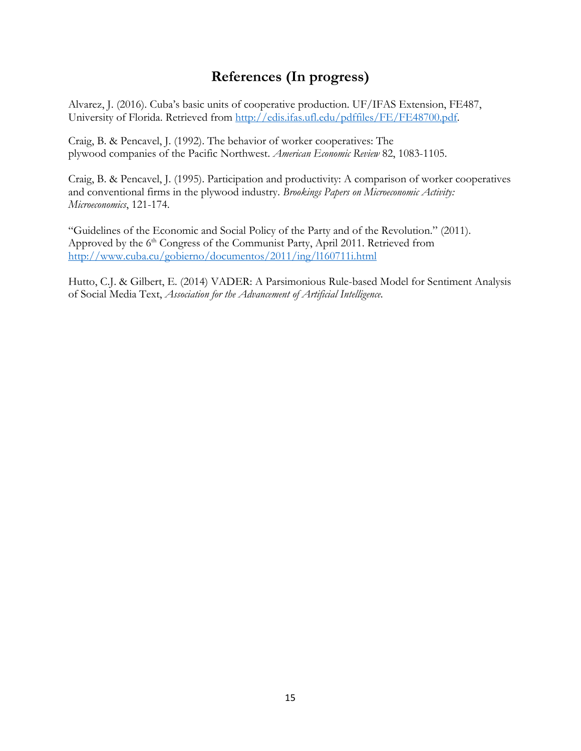# References (In progress)

Alvarez, J. (2016). Cuba's basic units of cooperative production. UF/IFAS Extension, FE487, University of Florida. Retrieved from http://edis.ifas.ufl.edu/pdffiles/FE/FE48700.pdf.

Craig, B. & Pencavel, J. (1992). The behavior of worker cooperatives: The plywood companies of the Pacific Northwest. *American Economic Review* 82, 1083-1105.

Craig, B. & Pencavel, J. (1995). Participation and productivity: A comparison of worker cooperatives and conventional firms in the plywood industry. *Brookings Papers on Microeconomic Activity: Microeconomics*, 121-174.

"Guidelines of the Economic and Social Policy of the Party and of the Revolution." (2011). Approved by the 6th Congress of the Communist Party, April 2011. Retrieved from http://www.cuba.cu/gobierno/documentos/2011/ing/l160711i.html

Hutto, C.J. & Gilbert, E. (2014) VADER: A Parsimonious Rule-based Model for Sentiment Analysis of Social Media Text, *Association for the Advancement of Artificial Intelligence.*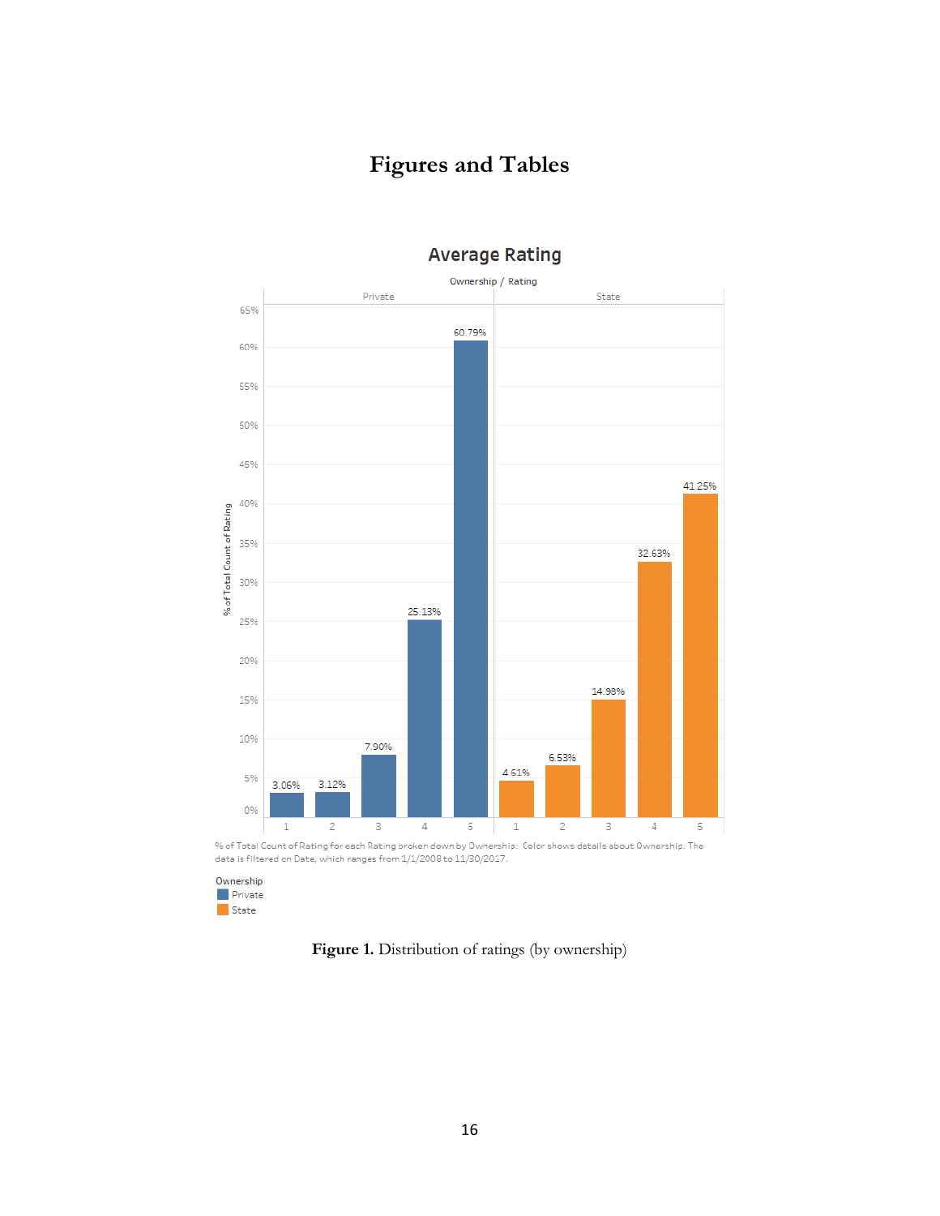# Figures and Tables

**Average Rating**

Ownership / Rating

| Ownership | Rating | % of Total Count of Rating |
|---|---|---|
| Private | 1 | 3.06% |
| Private | 2 | 3.12% |
| Private | 3 | 7.90% |
| Private | 4 | 25.13% |
| Private | 5 | 60.79% |
| State | 1 | 4.61% |
| State | 2 | 6.53% |
| State | 3 | 14.98% |
| State | 4 | 32.63% |
| State | 5 | 41.25% |

% of Total Count of Rating for each Rating broken down by Ownership. Color shows details about Ownership. The data is filtered on Date, which ranges from 1/1/2008 to 11/30/2017.

Ownership
- Private
- State

**Figure 1.** Distribution of ratings (by ownership)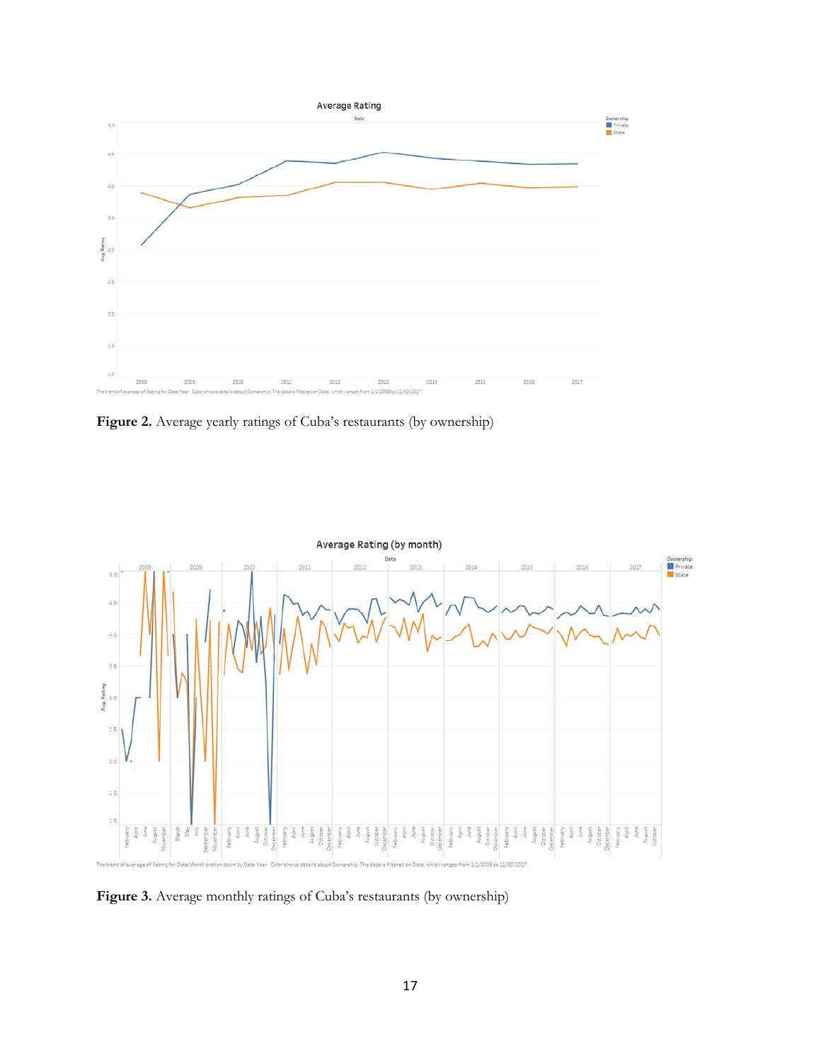**Figure 2.** Average yearly ratings of Cuba's restaurants (by ownership)

**Figure 3.** Average monthly ratings of Cuba's restaurants (by ownership)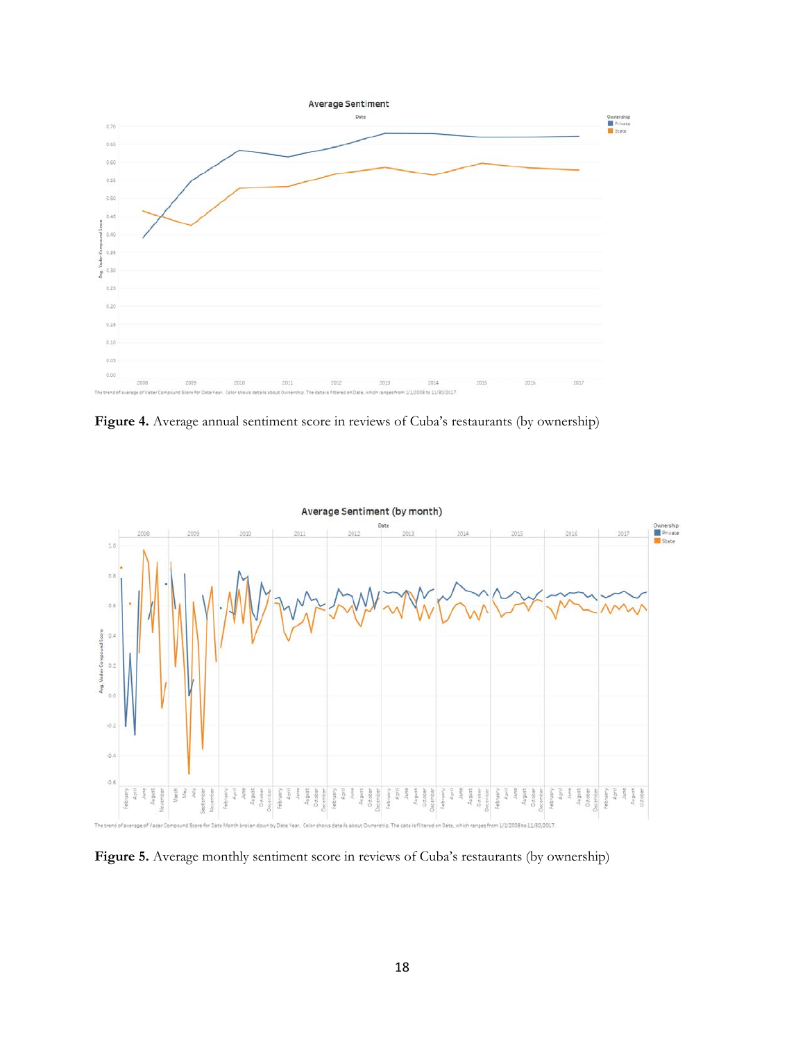**Figure 4.** Average annual sentiment score in reviews of Cuba's restaurants (by ownership)

**Figure 5.** Average monthly sentiment score in reviews of Cuba's restaurants (by ownership)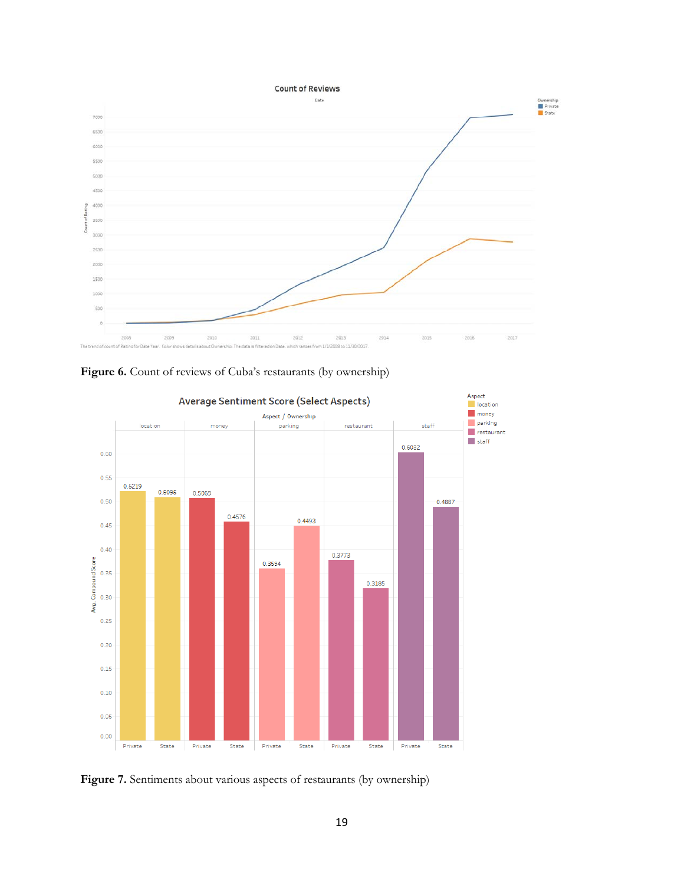**Figure 6.** Count of reviews of Cuba's restaurants (by ownership)

**Figure 7.** Sentiments about various aspects of restaurants (by ownership)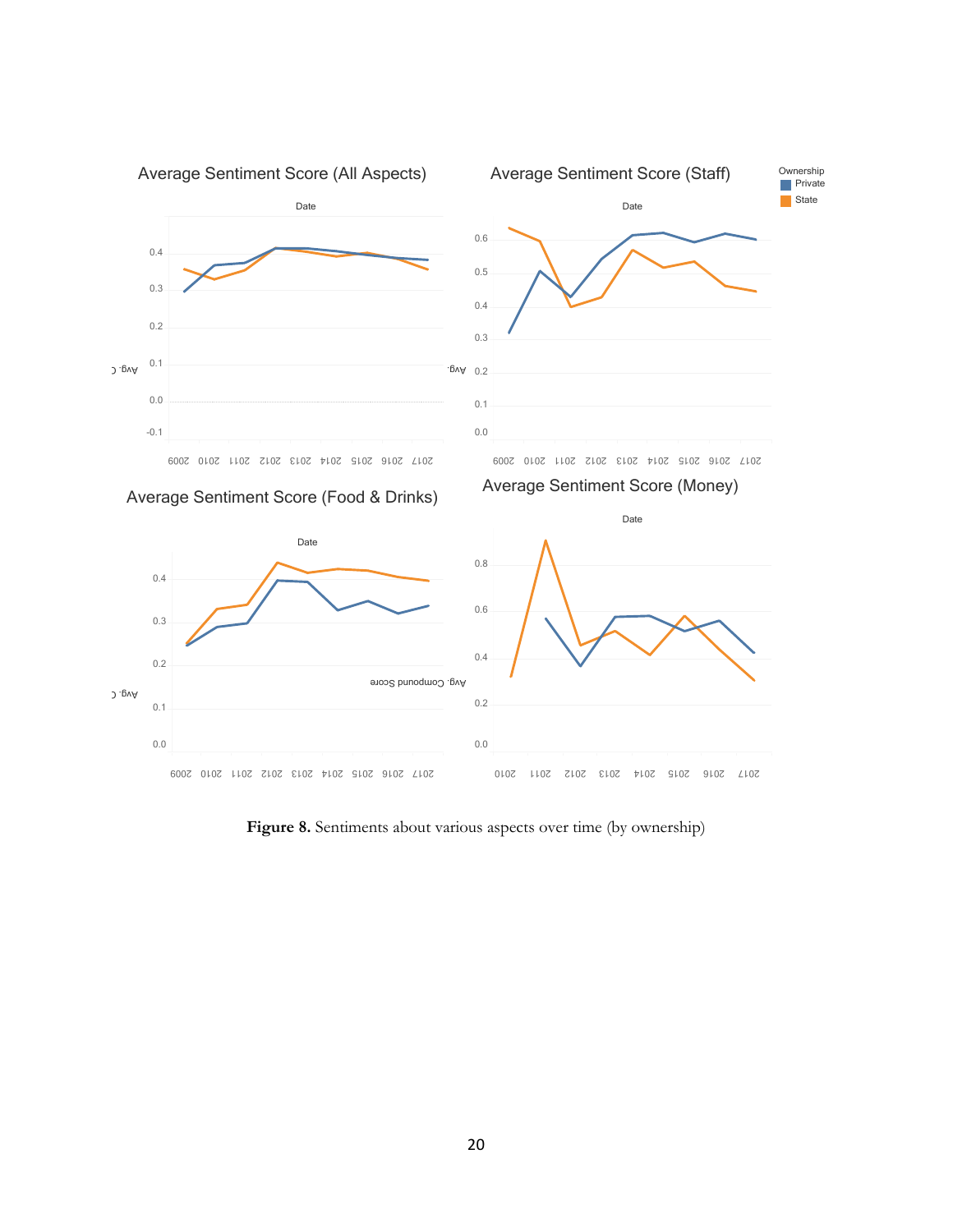Figure 8. Sentiments about various aspects over time (by ownership)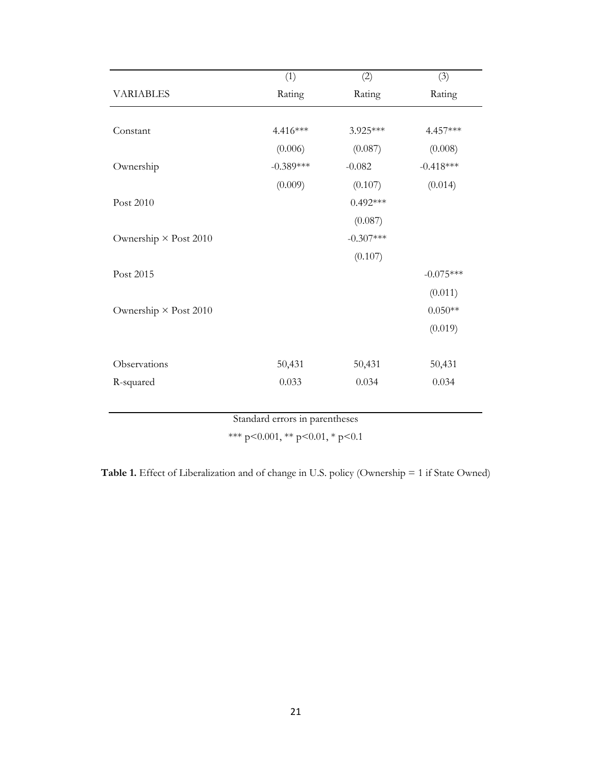| | (1) | (2) | (3) |
| --- | --- | --- | --- |
| VARIABLES | Rating | Rating | Rating |
| | | | |
| Constant | 4.416*** | 3.925*** | 4.457*** |
| | (0.006) | (0.087) | (0.008) |
| Ownership | -0.389*** | -0.082 | -0.418*** |
| | (0.009) | (0.107) | (0.014) |
| Post 2010 | | 0.492*** | |
| | | (0.087) | |
| Ownership × Post 2010 | | -0.307*** | |
| | | (0.107) | |
| Post 2015 | | | -0.075*** |
| | | | (0.011) |
| Ownership × Post 2010 | | | 0.050** |
| | | | (0.019) |
| | | | |
| Observations | 50,431 | 50,431 | 50,431 |
| R-squared | 0.033 | 0.034 | 0.034 |

Standard errors in parentheses

*** p<0.001, ** p<0.01, * p<0.1

**Table 1.** Effect of Liberalization and of change in U.S. policy (Ownership = 1 if State Owned)